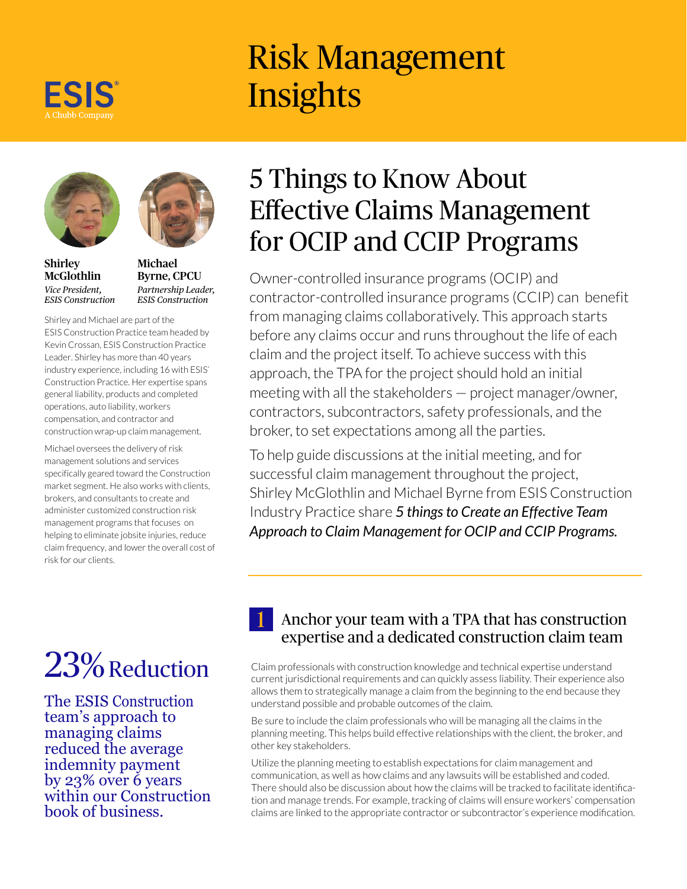ESIS®
A Chubb Company

# Risk Management Insights

## 5 Things to Know About Effective Claims Management for OCIP and CCIP Programs

Owner-controlled insurance programs (OCIP) and contractor-controlled insurance programs (CCIP) can benefit from managing claims collaboratively. This approach starts before any claims occur and runs throughout the life of each claim and the project itself. To achieve success with this approach, the TPA for the project should hold an initial meeting with all the stakeholders — project manager/owner, contractors, subcontractors, safety professionals, and the broker, to set expectations among all the parties.

To help guide discussions at the initial meeting, and for successful claim management throughout the project, Shirley McGlothlin and Michael Byrne from ESIS Construction Industry Practice share ***5 things to Create an Effective Team Approach to Claim Management for OCIP and CCIP Programs.***

**Shirley McGlothlin**
*Vice President, ESIS Construction*

**Michael Byrne, CPCU**
*Partnership Leader, ESIS Construction*

Shirley and Michael are part of the ESIS Construction Practice team headed by Kevin Crossan, ESIS Construction Practice Leader. Shirley has more than 40 years industry experience, including 16 with ESIS' Construction Practice. Her expertise spans general liability, products and completed operations, auto liability, workers compensation, and contractor and construction wrap-up claim management.

Michael oversees the delivery of risk management solutions and services specifically geared toward the Construction market segment. He also works with clients, brokers, and consultants to create and administer customized construction risk management programs that focuses on helping to eliminate jobsite injuries, reduce claim frequency, and lower the overall cost of risk for our clients.

### 1 Anchor your team with a TPA that has construction expertise and a dedicated construction claim team

Claim professionals with construction knowledge and technical expertise understand current jurisdictional requirements and can quickly assess liability. Their experience also allows them to strategically manage a claim from the beginning to the end because they understand possible and probable outcomes of the claim.

Be sure to include the claim professionals who will be managing all the claims in the planning meeting. This helps build effective relationships with the client, the broker, and other key stakeholders.

Utilize the planning meeting to establish expectations for claim management and communication, as well as how claims and any lawsuits will be established and coded. There should also be discussion about how the claims will be tracked to facilitate identification and manage trends. For example, tracking of claims will ensure workers' compensation claims are linked to the appropriate contractor or subcontractor's experience modification.

**23% Reduction**

The ESIS Construction team's approach to managing claims reduced the average indemnity payment by 23% over 6 years within our Construction book of business.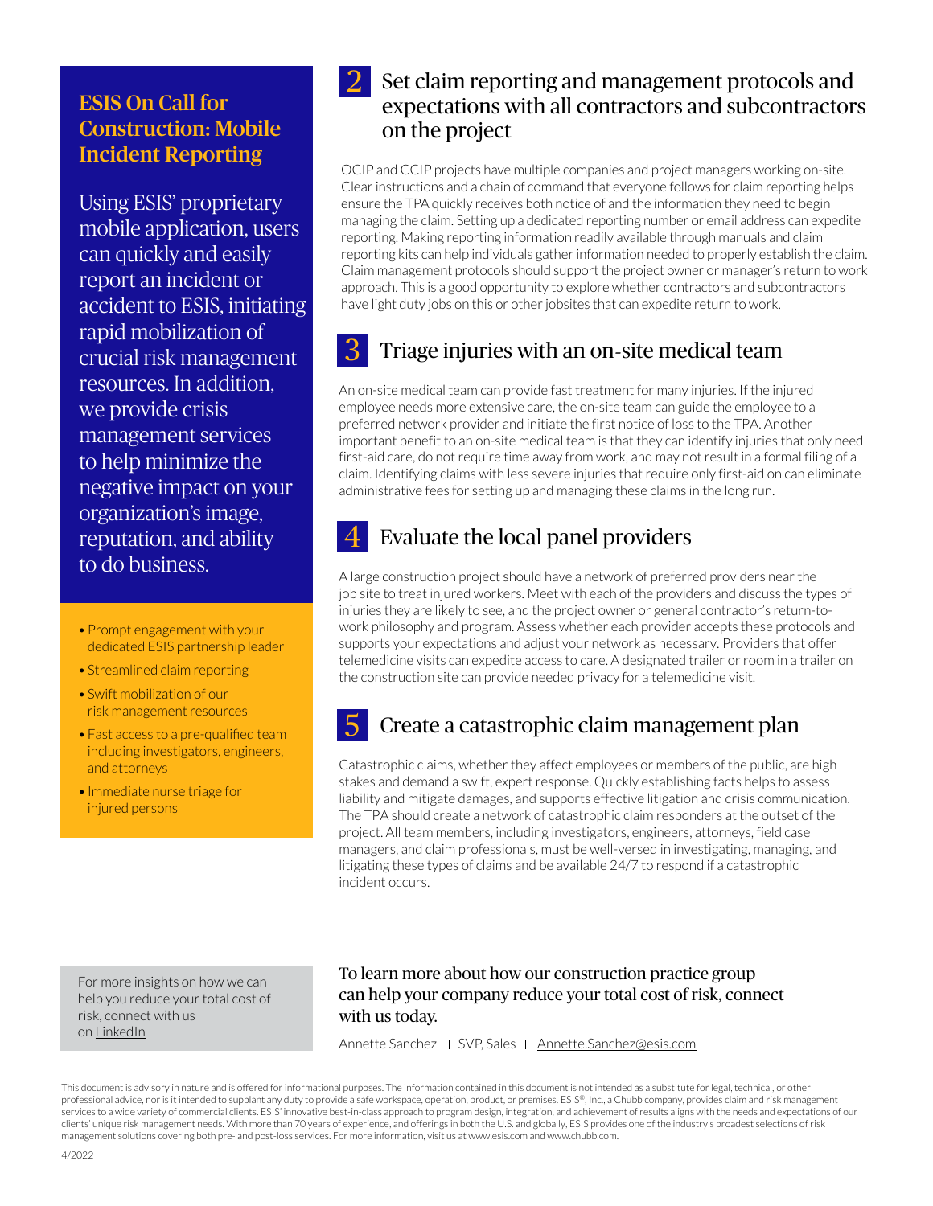## ESIS On Call for Construction: Mobile Incident Reporting

Using ESIS' proprietary mobile application, users can quickly and easily report an incident or accident to ESIS, initiating rapid mobilization of crucial risk management resources. In addition, we provide crisis management services to help minimize the negative impact on your organization's image, reputation, and ability to do business.

- Prompt engagement with your dedicated ESIS partnership leader
- Streamlined claim reporting
- Swift mobilization of our risk management resources
- Fast access to a pre-qualified team including investigators, engineers, and attorneys
- Immediate nurse triage for injured persons

## 2 Set claim reporting and management protocols and expectations with all contractors and subcontractors on the project

OCIP and CCIP projects have multiple companies and project managers working on-site. Clear instructions and a chain of command that everyone follows for claim reporting helps ensure the TPA quickly receives both notice of and the information they need to begin managing the claim. Setting up a dedicated reporting number or email address can expedite reporting. Making reporting information readily available through manuals and claim reporting kits can help individuals gather information needed to properly establish the claim. Claim management protocols should support the project owner or manager's return to work approach. This is a good opportunity to explore whether contractors and subcontractors have light duty jobs on this or other jobsites that can expedite return to work.

## 3 Triage injuries with an on-site medical team

An on-site medical team can provide fast treatment for many injuries. If the injured employee needs more extensive care, the on-site team can guide the employee to a preferred network provider and initiate the first notice of loss to the TPA. Another important benefit to an on-site medical team is that they can identify injuries that only need first-aid care, do not require time away from work, and may not result in a formal filing of a claim. Identifying claims with less severe injuries that require only first-aid on can eliminate administrative fees for setting up and managing these claims in the long run.

## 4 Evaluate the local panel providers

A large construction project should have a network of preferred providers near the job site to treat injured workers. Meet with each of the providers and discuss the types of injuries they are likely to see, and the project owner or general contractor's return-to-work philosophy and program. Assess whether each provider accepts these protocols and supports your expectations and adjust your network as necessary. Providers that offer telemedicine visits can expedite access to care. A designated trailer or room in a trailer on the construction site can provide needed privacy for a telemedicine visit.

## 5 Create a catastrophic claim management plan

Catastrophic claims, whether they affect employees or members of the public, are high stakes and demand a swift, expert response. Quickly establishing facts helps to assess liability and mitigate damages, and supports effective litigation and crisis communication. The TPA should create a network of catastrophic claim responders at the outset of the project. All team members, including investigators, engineers, attorneys, field case managers, and claim professionals, must be well-versed in investigating, managing, and litigating these types of claims and be available 24/7 to respond if a catastrophic incident occurs.

---

For more insights on how we can help you reduce your total cost of risk, connect with us on LinkedIn

**To learn more about how our construction practice group can help your company reduce your total cost of risk, connect with us today.**

Annette Sanchez | SVP, Sales | Annette.Sanchez@esis.com

This document is advisory in nature and is offered for informational purposes. The information contained in this document is not intended as a substitute for legal, technical, or other professional advice, nor is it intended to supplant any duty to provide a safe workspace, operation, product, or premises. ESIS®, Inc., a Chubb company, provides claim and risk management services to a wide variety of commercial clients. ESIS' innovative best-in-class approach to program design, integration, and achievement of results aligns with the needs and expectations of our clients' unique risk management needs. With more than 70 years of experience, and offerings in both the U.S. and globally, ESIS provides one of the industry's broadest selections of risk management solutions covering both pre- and post-loss services. For more information, visit us at www.esis.com and www.chubb.com.

4/2022